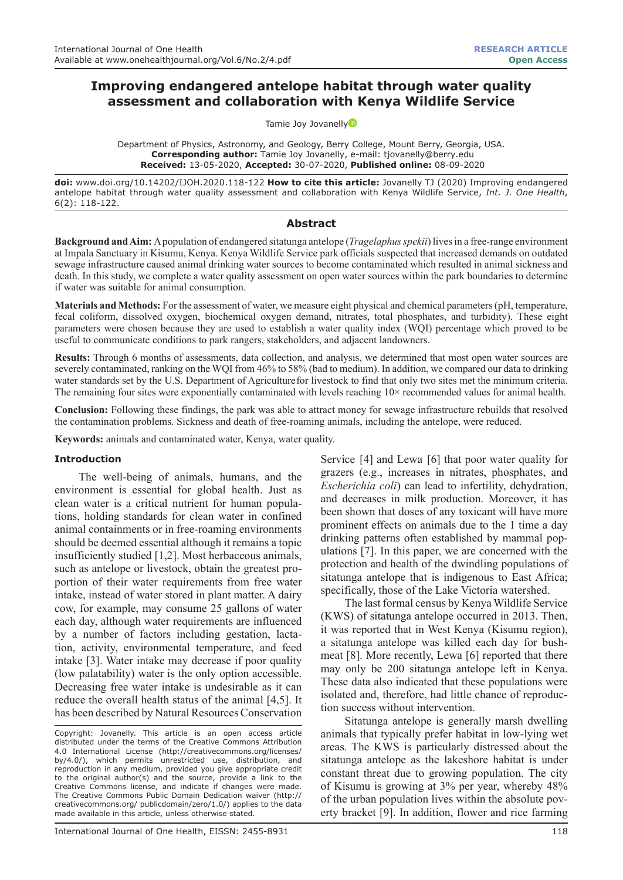# Improving endangered antelope habitat through water quality assessment and collaboration with Kenya Wildlife Service

Tamie Joy Jovanelly

Department of Physics, Astronomy, and Geology, Berry College, Mount Berry, Georgia, USA.
**Corresponding author:** Tamie Joy Jovanelly, e-mail: tjovanelly@berry.edu
**Received:** 13-05-2020, **Accepted:** 30-07-2020, **Published online:** 08-09-2020

**doi:** www.doi.org/10.14202/IJOH.2020.118-122 **How to cite this article:** Jovanelly TJ (2020) Improving endangered antelope habitat through water quality assessment and collaboration with Kenya Wildlife Service, *Int. J. One Health*, 6(2): 118-122.

## Abstract

**Background and Aim:** A population of endangered sitatunga antelope (*Tragelaphus spekii*) lives in a free-range environment at Impala Sanctuary in Kisumu, Kenya. Kenya Wildlife Service park officials suspected that increased demands on outdated sewage infrastructure caused animal drinking water sources to become contaminated which resulted in animal sickness and death. In this study, we complete a water quality assessment on open water sources within the park boundaries to determine if water was suitable for animal consumption.

**Materials and Methods:** For the assessment of water, we measure eight physical and chemical parameters (pH, temperature, fecal coliform, dissolved oxygen, biochemical oxygen demand, nitrates, total phosphates, and turbidity). These eight parameters were chosen because they are used to establish a water quality index (WQI) percentage which proved to be useful to communicate conditions to park rangers, stakeholders, and adjacent landowners.

**Results:** Through 6 months of assessments, data collection, and analysis, we determined that most open water sources are severely contaminated, ranking on the WQI from 46% to 58% (bad to medium). In addition, we compared our data to drinking water standards set by the U.S. Department of Agriculture for livestock to find that only two sites met the minimum criteria. The remaining four sites were exponentially contaminated with levels reaching 10× recommended values for animal health.

**Conclusion:** Following these findings, the park was able to attract money for sewage infrastructure rebuilds that resolved the contamination problems. Sickness and death of free-roaming animals, including the antelope, were reduced.

**Keywords:** animals and contaminated water, Kenya, water quality.

## Introduction

The well-being of animals, humans, and the environment is essential for global health. Just as clean water is a critical nutrient for human populations, holding standards for clean water in confined animal containments or in free-roaming environments should be deemed essential although it remains a topic insufficiently studied [1,2]. Most herbaceous animals, such as antelope or livestock, obtain the greatest proportion of their water requirements from free water intake, instead of water stored in plant matter. A dairy cow, for example, may consume 25 gallons of water each day, although water requirements are influenced by a number of factors including gestation, lactation, activity, environmental temperature, and feed intake [3]. Water intake may decrease if poor quality (low palatability) water is the only option accessible. Decreasing free water intake is undesirable as it can reduce the overall health status of the animal [4,5]. It has been described by Natural Resources Conservation Service [4] and Lewa [6] that poor water quality for grazers (e.g., increases in nitrates, phosphates, and *Escherichia coli*) can lead to infertility, dehydration, and decreases in milk production. Moreover, it has been shown that doses of any toxicant will have more prominent effects on animals due to the 1 time a day drinking patterns often established by mammal populations [7]. In this paper, we are concerned with the protection and health of the dwindling populations of sitatunga antelope that is indigenous to East Africa; specifically, those of the Lake Victoria watershed.

The last formal census by Kenya Wildlife Service (KWS) of sitatunga antelope occurred in 2013. Then, it was reported that in West Kenya (Kisumu region), a sitatunga antelope was killed each day for bushmeat [8]. More recently, Lewa [6] reported that there may only be 200 sitatunga antelope left in Kenya. These data also indicated that these populations were isolated and, therefore, had little chance of reproduction success without intervention.

Sitatunga antelope is generally marsh dwelling animals that typically prefer habitat in low-lying wet areas. The KWS is particularly distressed about the sitatunga antelope as the lakeshore habitat is under constant threat due to growing population. The city of Kisumu is growing at 3% per year, whereby 48% of the urban population lives within the absolute poverty bracket [9]. In addition, flower and rice farming

Copyright: Jovanelly. This article is an open access article distributed under the terms of the Creative Commons Attribution 4.0 International License (http://creativecommons.org/licenses/by/4.0/), which permits unrestricted use, distribution, and reproduction in any medium, provided you give appropriate credit to the original author(s) and the source, provide a link to the Creative Commons license, and indicate if changes were made. The Creative Commons Public Domain Dedication waiver (http://creativecommons.org/ publicdomain/zero/1.0/) applies to the data made available in this article, unless otherwise stated.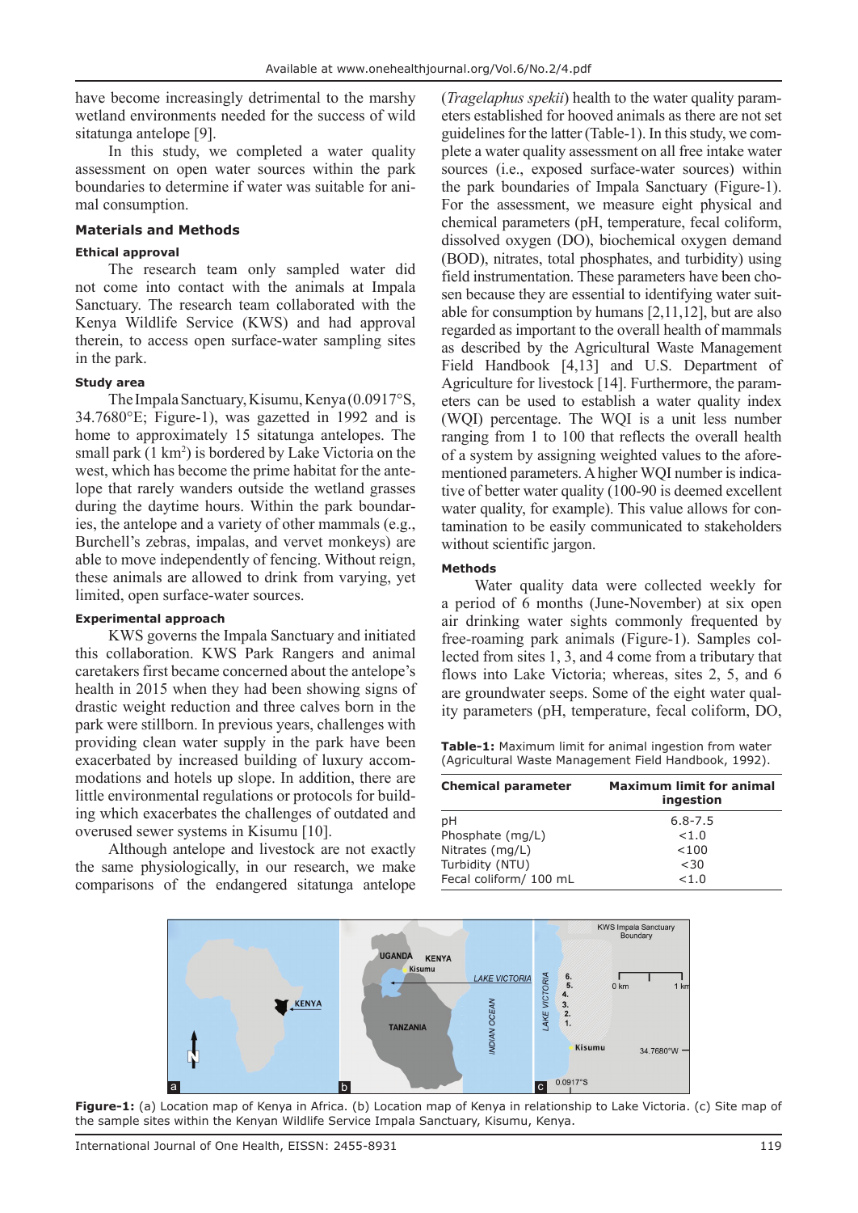have become increasingly detrimental to the marshy wetland environments needed for the success of wild sitatunga antelope [9].

In this study, we completed a water quality assessment on open water sources within the park boundaries to determine if water was suitable for animal consumption.

## Materials and Methods

### Ethical approval

The research team only sampled water did not come into contact with the animals at Impala Sanctuary. The research team collaborated with the Kenya Wildlife Service (KWS) and had approval therein, to access open surface-water sampling sites in the park.

### Study area

The Impala Sanctuary, Kisumu, Kenya (0.0917°S, 34.7680°E; Figure-1), was gazetted in 1992 and is home to approximately 15 sitatunga antelopes. The small park (1 $km^2$) is bordered by Lake Victoria on the west, which has become the prime habitat for the antelope that rarely wanders outside the wetland grasses during the daytime hours. Within the park boundaries, the antelope and a variety of other mammals (e.g., Burchell's zebras, impalas, and vervet monkeys) are able to move independently of fencing. Without reign, these animals are allowed to drink from varying, yet limited, open surface-water sources.

### Experimental approach

KWS governs the Impala Sanctuary and initiated this collaboration. KWS Park Rangers and animal caretakers first became concerned about the antelope's health in 2015 when they had been showing signs of drastic weight reduction and three calves born in the park were stillborn. In previous years, challenges with providing clean water supply in the park have been exacerbated by increased building of luxury accommodations and hotels up slope. In addition, there are little environmental regulations or protocols for building which exacerbates the challenges of outdated and overused sewer systems in Kisumu [10].

Although antelope and livestock are not exactly the same physiologically, in our research, we make comparisons of the endangered sitatunga antelope (*Tragelaphus spekii*) health to the water quality parameters established for hooved animals as there are not set guidelines for the latter (Table-1). In this study, we complete a water quality assessment on all free intake water sources (i.e., exposed surface-water sources) within the park boundaries of Impala Sanctuary (Figure-1). For the assessment, we measure eight physical and chemical parameters (pH, temperature, fecal coliform, dissolved oxygen (DO), biochemical oxygen demand (BOD), nitrates, total phosphates, and turbidity) using field instrumentation. These parameters have been chosen because they are essential to identifying water suitable for consumption by humans [2,11,12], but are also regarded as important to the overall health of mammals as described by the Agricultural Waste Management Field Handbook [4,13] and U.S. Department of Agriculture for livestock [14]. Furthermore, the parameters can be used to establish a water quality index (WQI) percentage. The WQI is a unit less number ranging from 1 to 100 that reflects the overall health of a system by assigning weighted values to the aforementioned parameters. A higher WQI number is indicative of better water quality (100-90 is deemed excellent water quality, for example). This value allows for contamination to be easily communicated to stakeholders without scientific jargon.

### Methods

Water quality data were collected weekly for a period of 6 months (June-November) at six open air drinking water sights commonly frequented by free-ranging park animals (Figure-1). Samples collected from sites 1, 3, and 4 come from a tributary that flows into Lake Victoria; whereas, sites 2, 5, and 6 are groundwater seeps. Some of the eight water quality parameters (pH, temperature, fecal coliform, DO,

**Table-1:** Maximum limit for animal ingestion from water (Agricultural Waste Management Field Handbook, 1992).

| Chemical parameter | Maximum limit for animal ingestion |
|---|---|
| pH | 6.8-7.5 |
| Phosphate (mg/L) | <1.0 |
| Nitrates (mg/L) | <100 |
| Turbidity (NTU) | <30 |
| Fecal coliform/ 100 mL | <1.0 |

**Figure-1:** (a) Location map of Kenya in Africa. (b) Location map of Kenya in relationship to Lake Victoria. (c) Site map of the sample sites within the Kenyan Wildlife Service Impala Sanctuary, Kisumu, Kenya.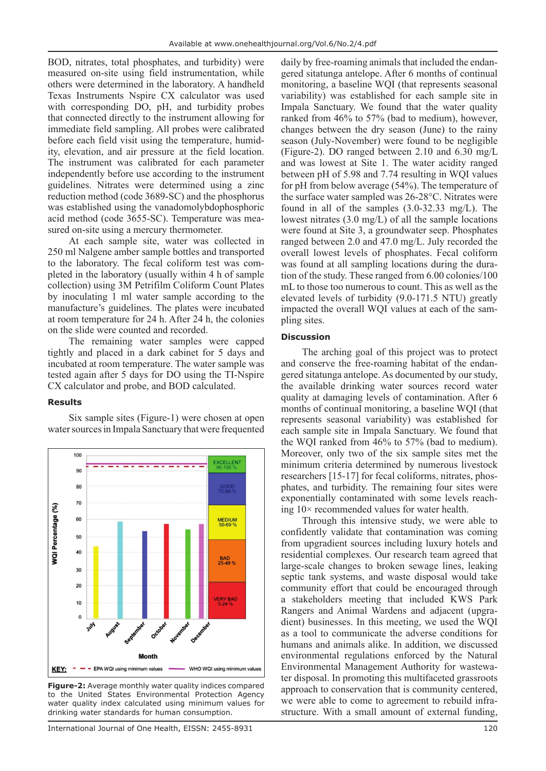BOD, nitrates, total phosphates, and turbidity) were measured on-site using field instrumentation, while others were determined in the laboratory. A handheld Texas Instruments Nspire CX calculator was used with corresponding DO, pH, and turbidity probes that connected directly to the instrument allowing for immediate field sampling. All probes were calibrated before each field visit using the temperature, humidity, elevation, and air pressure at the field location. The instrument was calibrated for each parameter independently before use according to the instrument guidelines. Nitrates were determined using a zinc reduction method (code 3689-SC) and the phosphorus was established using the vanadomolybdophosphoric acid method (code 3655-SC). Temperature was measured on-site using a mercury thermometer.

At each sample site, water was collected in 250 ml Nalgene amber sample bottles and transported to the laboratory. The fecal coliform test was completed in the laboratory (usually within 4 h of sample collection) using 3M Petrifilm Coliform Count Plates by inoculating 1 ml water sample according to the manufacture's guidelines. The plates were incubated at room temperature for 24 h. After 24 h, the colonies on the slide were counted and recorded.

The remaining water samples were capped tightly and placed in a dark cabinet for 5 days and incubated at room temperature. The water sample was tested again after 5 days for DO using the TI-Nspire CX calculator and probe, and BOD calculated.

## Results

Six sample sites (Figure-1) were chosen at open water sources in Impala Sanctuary that were frequented daily by free-roaming animals that included the endangered sitatunga antelope. After 6 months of continual monitoring, a baseline WQI (that represents seasonal variability) was established for each sample site in Impala Sanctuary. We found that the water quality ranked from 46% to 57% (bad to medium), however, changes between the dry season (June) to the rainy season (July-November) were found to be negligible (Figure-2). DO ranged between 2.10 and 6.30 mg/L and was lowest at Site 1. The water acidity ranged between pH of 5.98 and 7.74 resulting in WQI values for pH from below average (54%). The temperature of the surface water sampled was 26-28°C. Nitrates were found in all of the samples (3.0-32.33 mg/L). The lowest nitrates (3.0 mg/L) of all the sample locations were found at Site 3, a groundwater seep. Phosphates ranged between 2.0 and 47.0 mg/L. July recorded the overall lowest levels of phosphates. Fecal coliform was found at all sampling locations during the duration of the study. These ranged from 6.00 colonies/100 mL to those too numerous to count. This as well as the elevated levels of turbidity (9.0-171.5 NTU) greatly impacted the overall WQI values at each of the sampling sites.

**Figure-2:** Average monthly water quality indices compared to the United States Environmental Protection Agency water quality index calculated using minimum values for drinking water standards for human consumption.

## Discussion

The arching goal of this project was to protect and conserve the free-roaming habitat of the endangered sitatunga antelope. As documented by our study, the available drinking water sources record water quality at damaging levels of contamination. After 6 months of continual monitoring, a baseline WQI (that represents seasonal variability) was established for each sample site in Impala Sanctuary. We found that the WQI ranked from 46% to 57% (bad to medium). Moreover, only two of the six sample sites met the minimum criteria determined by numerous livestock researchers [15-17] for fecal coliforms, nitrates, phosphates, and turbidity. The remaining four sites were exponentially contaminated with some levels reaching 10× recommended values for water health.

Through this intensive study, we were able to confidently validate that contamination was coming from upgradient sources including luxury hotels and residential complexes. Our research team agreed that large-scale changes to broken sewage lines, leaking septic tank systems, and waste disposal would take community effort that could be encouraged through a stakeholders meeting that included KWS Park Rangers and Animal Wardens and adjacent (upgradient) businesses. In this meeting, we used the WQI as a tool to communicate the adverse conditions for humans and animals alike. In addition, we discussed environmental regulations enforced by the Natural Environmental Management Authority for wastewater disposal. In promoting this multifaceted grassroots approach to conservation that is community centered, we were able to come to agreement to rebuild infrastructure. With a small amount of external funding,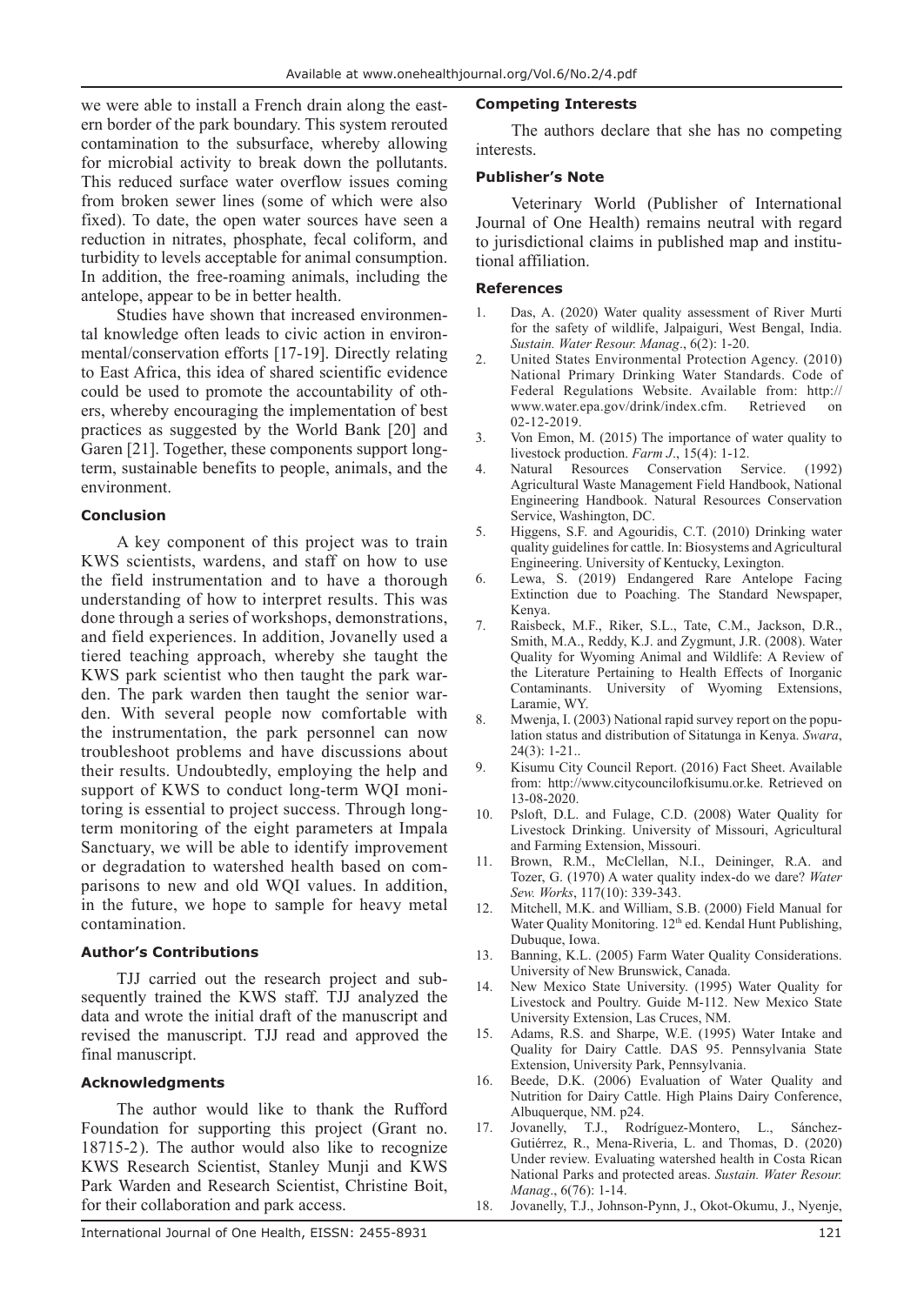we were able to install a French drain along the eastern border of the park boundary. This system rerouted contamination to the subsurface, whereby allowing for microbial activity to break down the pollutants. This reduced surface water overflow issues coming from broken sewer lines (some of which were also fixed). To date, the open water sources have seen a reduction in nitrates, phosphate, fecal coliform, and turbidity to levels acceptable for animal consumption. In addition, the free-roaming animals, including the antelope, appear to be in better health.

Studies have shown that increased environmental knowledge often leads to civic action in environmental/conservation efforts [17-19]. Directly relating to East Africa, this idea of shared scientific evidence could be used to promote the accountability of others, whereby encouraging the implementation of best practices as suggested by the World Bank [20] and Garen [21]. Together, these components support long-term, sustainable benefits to people, animals, and the environment.

## Conclusion

A key component of this project was to train KWS scientists, wardens, and staff on how to use the field instrumentation and to have a thorough understanding of how to interpret results. This was done through a series of workshops, demonstrations, and field experiences. In addition, Jovanelly used a tiered teaching approach, whereby she taught the KWS park scientist who then taught the park warden. The park warden then taught the senior warden. With several people now comfortable with the instrumentation, the park personnel can now troubleshoot problems and have discussions about their results. Undoubtedly, employing the help and support of KWS to conduct long-term WQI monitoring is essential to project success. Through long-term monitoring of the eight parameters at Impala Sanctuary, we will be able to identify improvement or degradation to watershed health based on comparisons to new and old WQI values. In addition, in the future, we hope to sample for heavy metal contamination.

## Author's Contributions

TJJ carried out the research project and subsequently trained the KWS staff. TJJ analyzed the data and wrote the initial draft of the manuscript and revised the manuscript. TJJ read and approved the final manuscript.

## Acknowledgments

The author would like to thank the Rufford Foundation for supporting this project (Grant no. 18715-2). The author would also like to recognize KWS Research Scientist, Stanley Munji and KWS Park Warden and Research Scientist, Christine Boit, for their collaboration and park access.

## Competing Interests

The authors declare that she has no competing interests.

## Publisher's Note

Veterinary World (Publisher of International Journal of One Health) remains neutral with regard to jurisdictional claims in published map and institutional affiliation.

## References

1. Das, A. (2020) Water quality assessment of River Murti for the safety of wildlife, Jalpaiguri, West Bengal, India. *Sustain. Water Resour. Manag*., 6(2): 1-20.
2. United States Environmental Protection Agency. (2010) National Primary Drinking Water Standards. Code of Federal Regulations Website. Available from: http://www.water.epa.gov/drink/index.cfm. Retrieved on 02-12-2019.
3. Von Emon, M. (2015) The importance of water quality to livestock production. *Farm J*., 15(4): 1-12.
4. Natural Resources Conservation Service. (1992) Agricultural Waste Management Field Handbook, National Engineering Handbook. Natural Resources Conservation Service, Washington, DC.
5. Higgens, S.F. and Agouridis, C.T. (2010) Drinking water quality guidelines for cattle. In: Biosystems and Agricultural Engineering. University of Kentucky, Lexington.
6. Lewa, S. (2019) Endangered Rare Antelope Facing Extinction due to Poaching. The Standard Newspaper, Kenya.
7. Raisbeck, M.F., Riker, S.L., Tate, C.M., Jackson, D.R., Smith, M.A., Reddy, K.J. and Zygmunt, J.R. (2008). Water Quality for Wyoming Animal and Wildlife: A Review of the Literature Pertaining to Health Effects of Inorganic Contaminants. University of Wyoming Extensions, Laramie, WY.
8. Mwenja, I. (2003) National rapid survey report on the population status and distribution of Sitatunga in Kenya. *Swara*, 24(3): 1-21..
9. Kisumu City Council Report. (2016) Fact Sheet. Available from: http://www.citycouncilofkisumu.or.ke. Retrieved on 13-08-2020.
10. Psloft, D.L. and Fulage, C.D. (2008) Water Quality for Livestock Drinking. University of Missouri, Agricultural and Farming Extension, Missouri.
11. Brown, R.M., McClellan, N.I., Deininger, R.A. and Tozer, G. (1970) A water quality index-do we dare? *Water Sew. Works*, 117(10): 339-343.
12. Mitchell, M.K. and William, S.B. (2000) Field Manual for Water Quality Monitoring. 12th ed. Kendal Hunt Publishing, Dubuque, Iowa.
13. Banning, K.L. (2005) Farm Water Quality Considerations. University of New Brunswick, Canada.
14. New Mexico State University. (1995) Water Quality for Livestock and Poultry. Guide M-112. New Mexico State University Extension, Las Cruces, NM.
15. Adams, R.S. and Sharpe, W.E. (1995) Water Intake and Quality for Dairy Cattle. DAS 95. Pennsylvania State Extension, University Park, Pennsylvania.
16. Beede, D.K. (2006) Evaluation of Water Quality and Nutrition for Dairy Cattle. High Plains Dairy Conference, Albuquerque, NM. p24.
17. Jovanelly, T.J., Rodríguez-Montero, L., Sánchez-Gutiérrez, R., Mena-Riveria, L. and Thomas, D. (2020) Under review. Evaluating watershed health in Costa Rican National Parks and protected areas. *Sustain. Water Resour. Manag*., 6(76): 1-14.
18. Jovanelly, T.J., Johnson-Pynn, J., Okot-Okumu, J., Nyenje,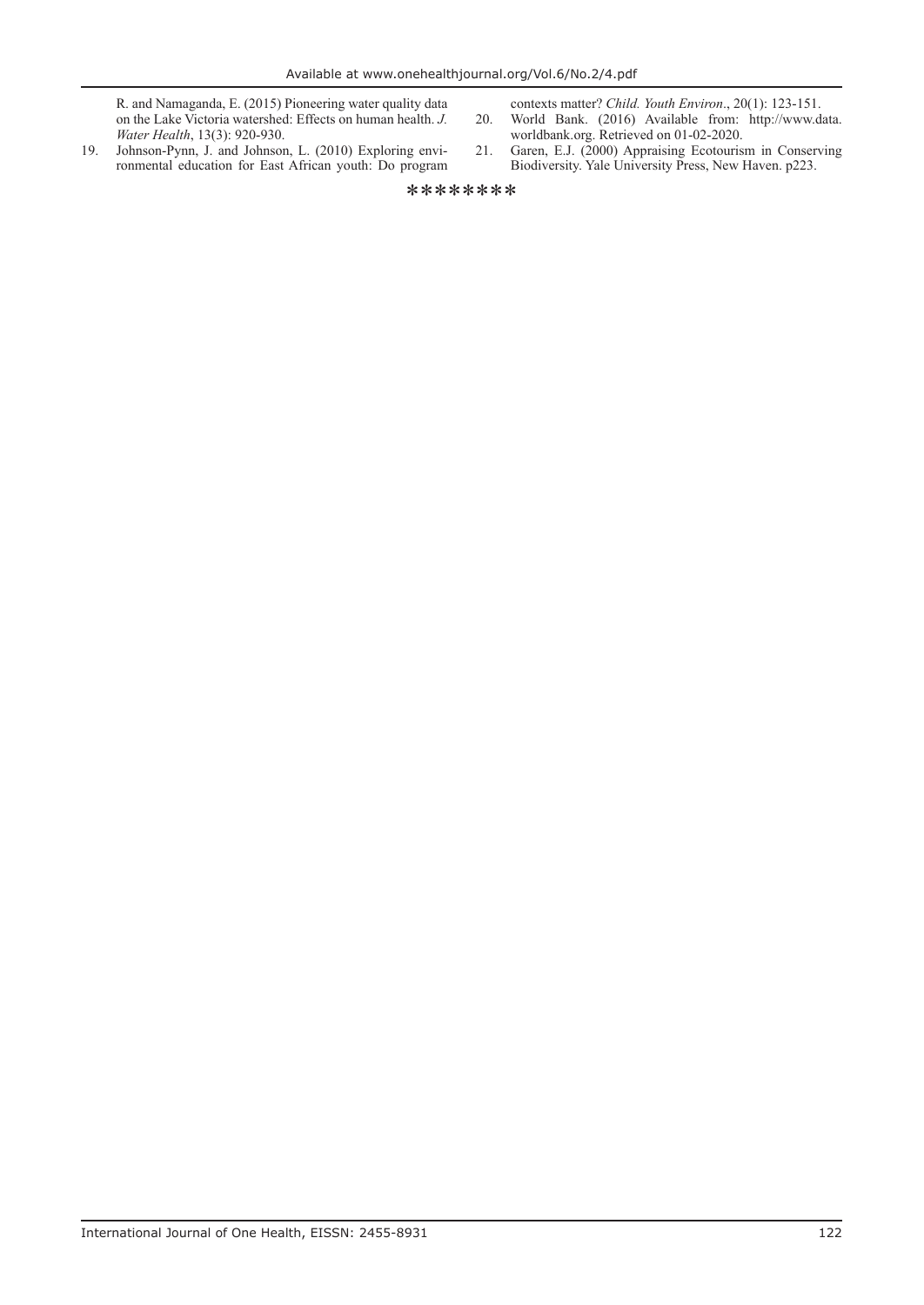R. and Namaganda, E. (2015) Pioneering water quality data on the Lake Victoria watershed: Effects on human health. *J. Water Health*, 13(3): 920-930.

19. Johnson-Pynn, J. and Johnson, L. (2010) Exploring environmental education for East African youth: Do program contexts matter? *Child. Youth Environ*., 20(1): 123-151.
20. World Bank. (2016) Available from: http://www.data.worldbank.org. Retrieved on 01-02-2020.
21. Garen, E.J. (2000) Appraising Ecotourism in Conserving Biodiversity. Yale University Press, New Haven. p223.

********